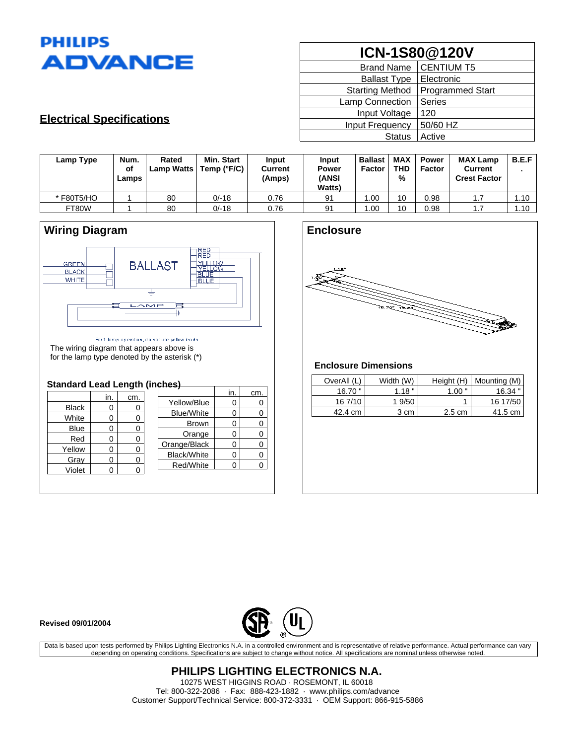PHILIPS ADVANCE

# ICN-1S80@120V

| | |
|---|---|
| Brand Name | CENTIUM T5 |
| Ballast Type | Electronic |
| Starting Method | Programmed Start |
| Lamp Connection | Series |
| Input Voltage | 120 |
| Input Frequency | 50/60 HZ |
| Status | Active |

## Electrical Specifications

| Lamp Type | Num. of Lamps | Rated Lamp Watts | Min. Start Temp (°F/C) | Input Current (Amps) | Input Power (ANSI Watts) | Ballast Factor | MAX THD % | Power Factor | MAX Lamp Current Crest Factor | B.E.F. |
|---|---|---|---|---|---|---|---|---|---|---|
| * F80T5/HO | 1 | 80 | 0/-18 | 0.76 | 91 | 1.00 | 10 | 0.98 | 1.7 | 1.10 |
| FT80W | 1 | 80 | 0/-18 | 0.76 | 91 | 1.00 | 10 | 0.98 | 1.7 | 1.10 |

## Wiring Diagram

GREEN, BLACK, WHITE — BALLAST — RED, RED, YELLOW, YELLOW, BLUE, BLUE — LAMP

For 1 lamp operation, do not use yellow leads

The wiring diagram that appears above is for the lamp type denoted by the asterisk (*)

### Standard Lead Length (inches)

| | in. | cm. |
|---|---|---|
| Black | 0 | 0 |
| White | 0 | 0 |
| Blue | 0 | 0 |
| Red | 0 | 0 |
| Yellow | 0 | 0 |
| Gray | 0 | 0 |
| Violet | 0 | 0 |

| | in. | cm. |
|---|---|---|
| Yellow/Blue | 0 | 0 |
| Blue/White | 0 | 0 |
| Brown | 0 | 0 |
| Orange | 0 | 0 |
| Orange/Black | 0 | 0 |
| Black/White | 0 | 0 |
| Red/White | 0 | 0 |

## Enclosure

### Enclosure Dimensions

| OverAll (L) | Width (W) | Height (H) | Mounting (M) |
|---|---|---|---|
| 16.70 " | 1.18 " | 1.00 " | 16.34 " |
| 16 7/10 | 1 9/50 | 1 | 16 17/50 |
| 42.4 cm | 3 cm | 2.5 cm | 41.5 cm |

**Revised 09/01/2004**

Data is based upon tests performed by Philips Lighting Electronics N.A. in a controlled environment and is representative of relative performance. Actual performance can vary depending on operating conditions. Specifications are subject to change without notice. All specifications are nominal unless otherwise noted.

**PHILIPS LIGHTING ELECTRONICS N.A.**

10275 WEST HIGGINS ROAD · ROSEMONT, IL 60018

Tel: 800-322-2086 · Fax: 888-423-1882 · www.philips.com/advance

Customer Support/Technical Service: 800-372-3331 · OEM Support: 866-915-5886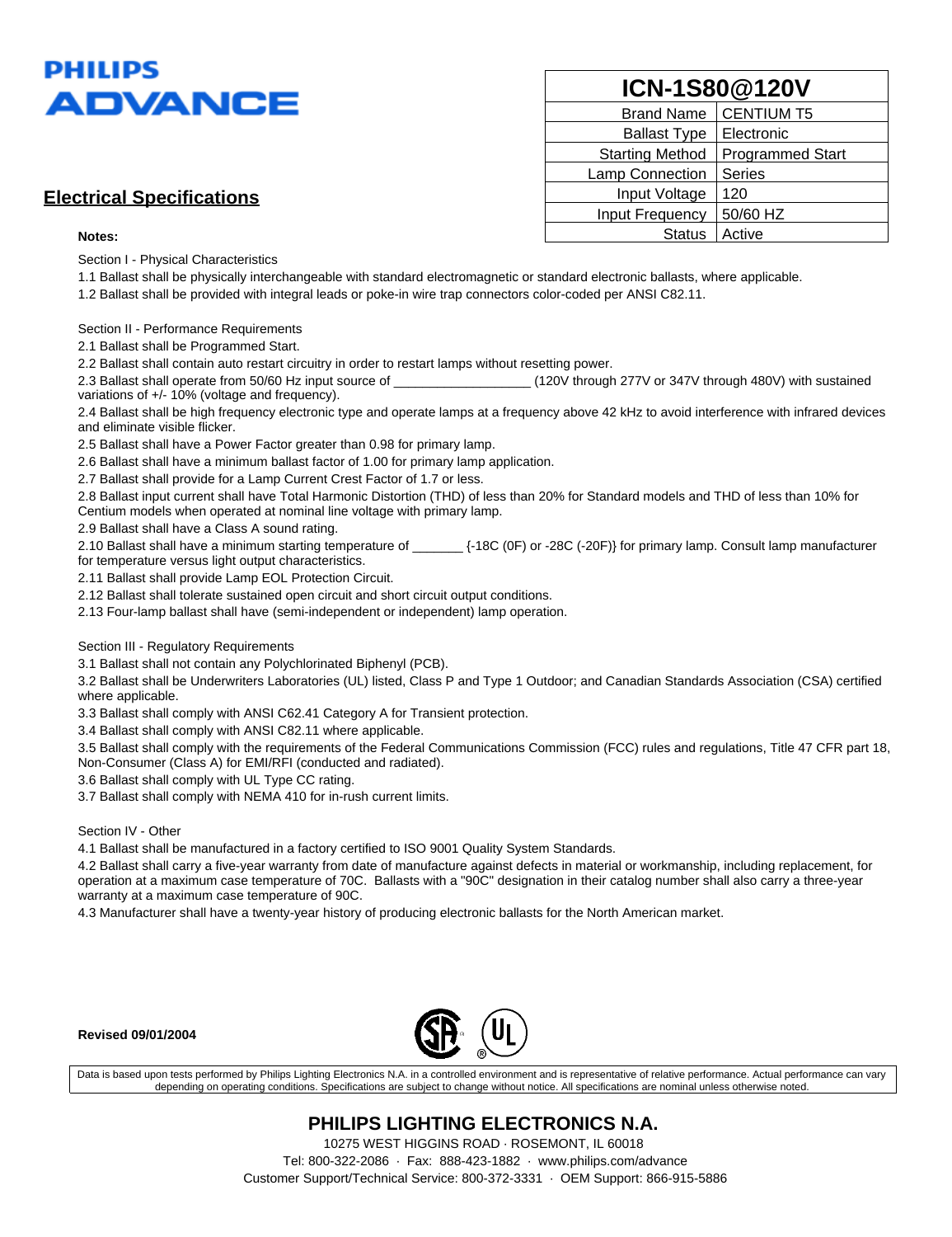PHILIPS
ADVANCE

| ICN-1S80@120V | |
|---|---|
| Brand Name | CENTIUM T5 |
| Ballast Type | Electronic |
| Starting Method | Programmed Start |
| Lamp Connection | Series |
| Input Voltage | 120 |
| Input Frequency | 50/60 HZ |
| Status | Active |

## Electrical Specifications

**Notes:**

Section I - Physical Characteristics

1.1 Ballast shall be physically interchangeable with standard electromagnetic or standard electronic ballasts, where applicable.

1.2 Ballast shall be provided with integral leads or poke-in wire trap connectors color-coded per ANSI C82.11.

Section II - Performance Requirements

2.1 Ballast shall be Programmed Start.

2.2 Ballast shall contain auto restart circuitry in order to restart lamps without resetting power.

2.3 Ballast shall operate from 50/60 Hz input source of __________________ (120V through 277V or 347V through 480V) with sustained variations of +/- 10% (voltage and frequency).

2.4 Ballast shall be high frequency electronic type and operate lamps at a frequency above 42 kHz to avoid interference with infrared devices and eliminate visible flicker.

2.5 Ballast shall have a Power Factor greater than 0.98 for primary lamp.

2.6 Ballast shall have a minimum ballast factor of 1.00 for primary lamp application.

2.7 Ballast shall provide for a Lamp Current Crest Factor of 1.7 or less.

2.8 Ballast input current shall have Total Harmonic Distortion (THD) of less than 20% for Standard models and THD of less than 10% for Centium models when operated at nominal line voltage with primary lamp.

2.9 Ballast shall have a Class A sound rating.

2.10 Ballast shall have a minimum starting temperature of _______ {-18C (0F) or -28C (-20F)} for primary lamp. Consult lamp manufacturer for temperature versus light output characteristics.

2.11 Ballast shall provide Lamp EOL Protection Circuit.

2.12 Ballast shall tolerate sustained open circuit and short circuit output conditions.

2.13 Four-lamp ballast shall have (semi-independent or independent) lamp operation.

Section III - Regulatory Requirements

3.1 Ballast shall not contain any Polychlorinated Biphenyl (PCB).

3.2 Ballast shall be Underwriters Laboratories (UL) listed, Class P and Type 1 Outdoor; and Canadian Standards Association (CSA) certified where applicable.

3.3 Ballast shall comply with ANSI C62.41 Category A for Transient protection.

3.4 Ballast shall comply with ANSI C82.11 where applicable.

3.5 Ballast shall comply with the requirements of the Federal Communications Commission (FCC) rules and regulations, Title 47 CFR part 18, Non-Consumer (Class A) for EMI/RFI (conducted and radiated).

3.6 Ballast shall comply with UL Type CC rating.

3.7 Ballast shall comply with NEMA 410 for in-rush current limits.

Section IV - Other

4.1 Ballast shall be manufactured in a factory certified to ISO 9001 Quality System Standards.

4.2 Ballast shall carry a five-year warranty from date of manufacture against defects in material or workmanship, including replacement, for operation at a maximum case temperature of 70C. Ballasts with a "90C" designation in their catalog number shall also carry a three-year warranty at a maximum case temperature of 90C.

4.3 Manufacturer shall have a twenty-year history of producing electronic ballasts for the North American market.

**Revised 09/01/2004**

Data is based upon tests performed by Philips Lighting Electronics N.A. in a controlled environment and is representative of relative performance. Actual performance can vary depending on operating conditions. Specifications are subject to change without notice. All specifications are nominal unless otherwise noted.

**PHILIPS LIGHTING ELECTRONICS N.A.**

10275 WEST HIGGINS ROAD · ROSEMONT, IL 60018

Tel: 800-322-2086 · Fax: 888-423-1882 · www.philips.com/advance

Customer Support/Technical Service: 800-372-3331 · OEM Support: 866-915-5886